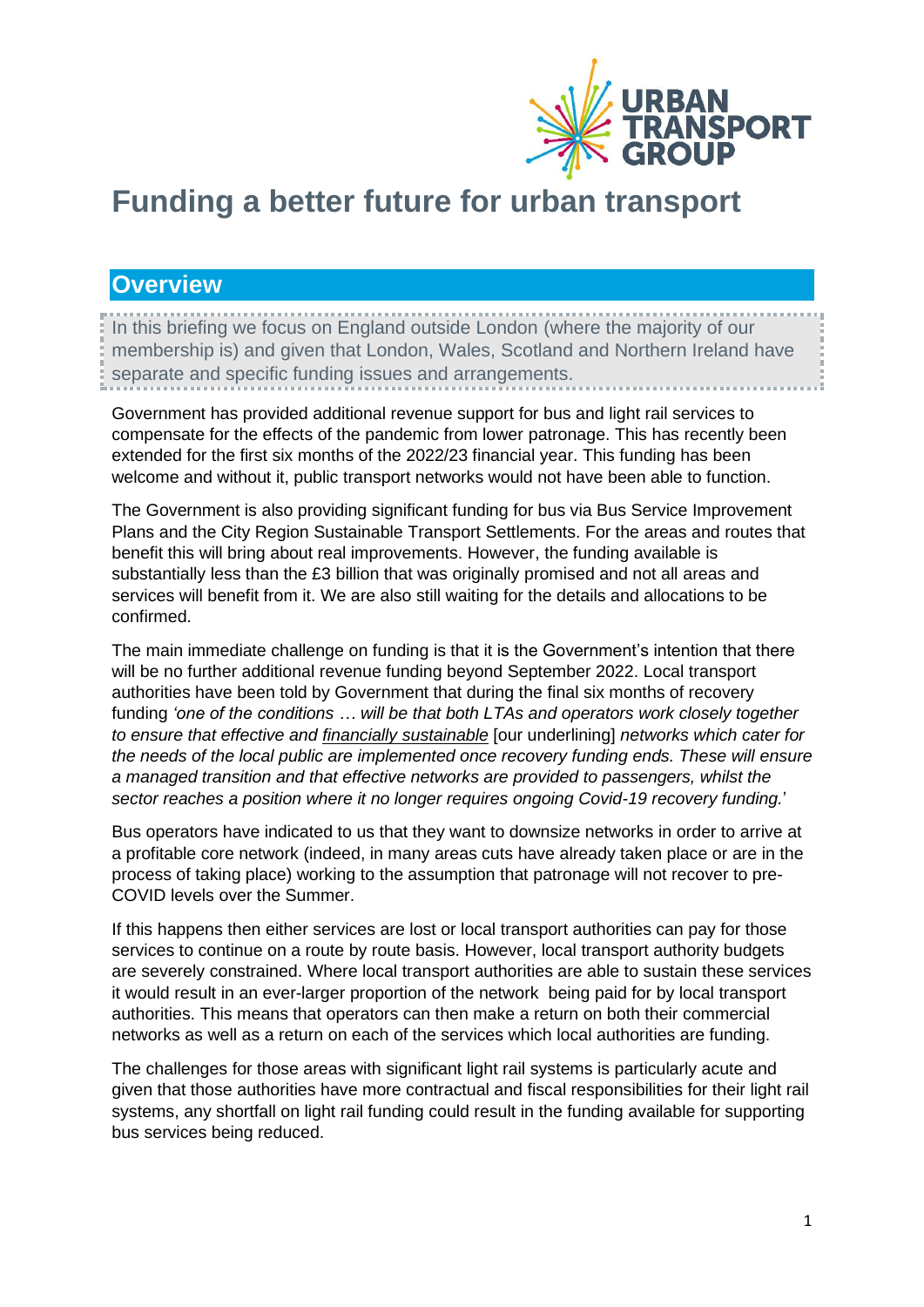# Funding a better future for urban transport

## Overview

In this briefing we focus on England outside London (where the majority of our membership is) and given that London, Wales, Scotland and Northern Ireland have separate and specific funding issues and arrangements.

Government has provided additional revenue support for bus and light rail services to compensate for the effects of the pandemic from lower patronage. This has recently been extended for the first six months of the 2022/23 financial year. This funding has been welcome and without it, public transport networks would not have been able to function.

The Government is also providing significant funding for bus via Bus Service Improvement Plans and the City Region Sustainable Transport Settlements. For the areas and routes that benefit this will bring about real improvements. However, the funding available is substantially less than the £3 billion that was originally promised and not all areas and services will benefit from it. We are also still waiting for the details and allocations to be confirmed.

The main immediate challenge on funding is that it is the Government's intention that there will be no further additional revenue funding beyond September 2022. Local transport authorities have been told by Government that during the final six months of recovery funding *'one of the conditions … will be that both LTAs and operators work closely together to ensure that effective and financially sustainable* [our underlining] *networks which cater for the needs of the local public are implemented once recovery funding ends. These will ensure a managed transition and that effective networks are provided to passengers, whilst the sector reaches a position where it no longer requires ongoing Covid-19 recovery funding.*'

Bus operators have indicated to us that they want to downsize networks in order to arrive at a profitable core network (indeed, in many areas cuts have already taken place or are in the process of taking place) working to the assumption that patronage will not recover to pre-COVID levels over the Summer.

If this happens then either services are lost or local transport authorities can pay for those services to continue on a route by route basis. However, local transport authority budgets are severely constrained. Where local transport authorities are able to sustain these services it would result in an ever-larger proportion of the network being paid for by local transport authorities. This means that operators can then make a return on both their commercial networks as well as a return on each of the services which local authorities are funding.

The challenges for those areas with significant light rail systems is particularly acute and given that those authorities have more contractual and fiscal responsibilities for their light rail systems, any shortfall on light rail funding could result in the funding available for supporting bus services being reduced.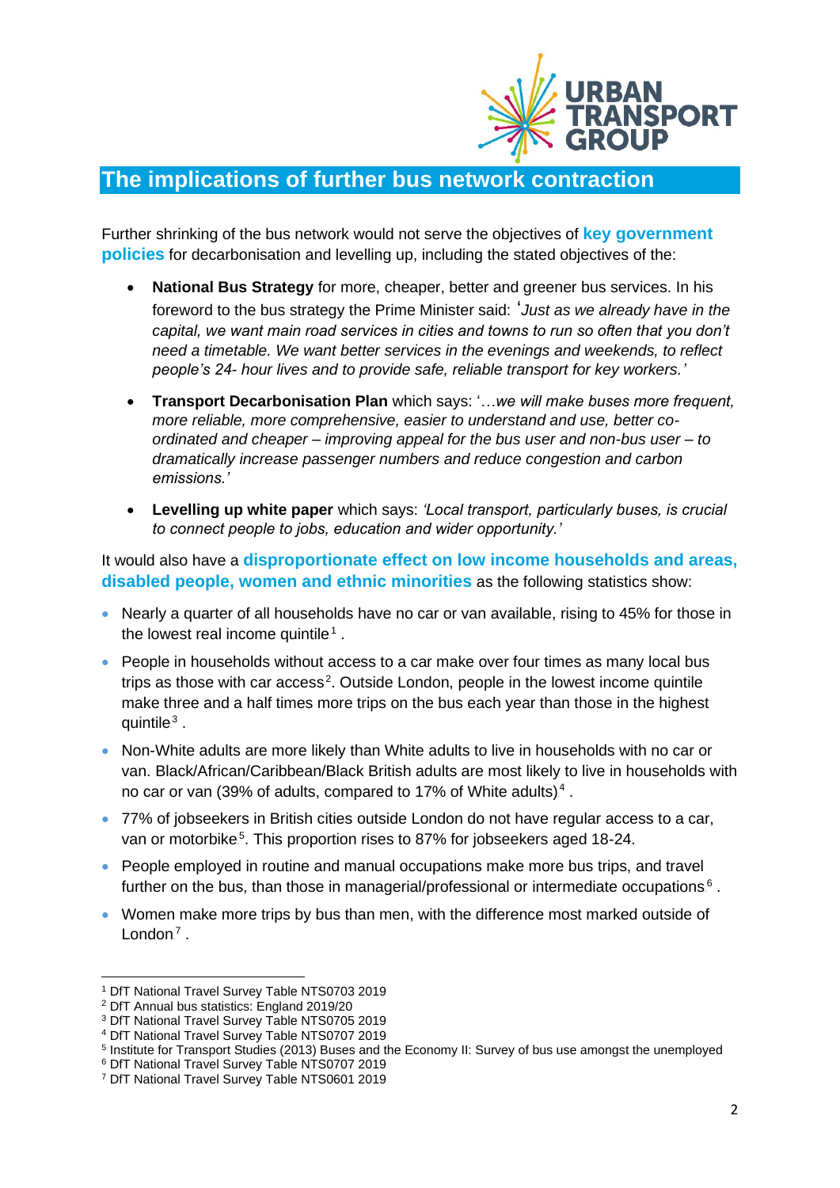# The implications of further bus network contraction

Further shrinking of the bus network would not serve the objectives of **key government policies** for decarbonisation and levelling up, including the stated objectives of the:

- **National Bus Strategy** for more, cheaper, better and greener bus services. In his foreword to the bus strategy the Prime Minister said: *'Just as we already have in the capital, we want main road services in cities and towns to run so often that you don't need a timetable. We want better services in the evenings and weekends, to reflect people's 24- hour lives and to provide safe, reliable transport for key workers.'*
- **Transport Decarbonisation Plan** which says: '*…we will make buses more frequent, more reliable, more comprehensive, easier to understand and use, better co-ordinated and cheaper – improving appeal for the bus user and non-bus user – to dramatically increase passenger numbers and reduce congestion and carbon emissions.'*
- **Levelling up white paper** which says: *'Local transport, particularly buses, is crucial to connect people to jobs, education and wider opportunity.'*

It would also have a **disproportionate effect on low income households and areas, disabled people, women and ethnic minorities** as the following statistics show:

- Nearly a quarter of all households have no car or van available, rising to 45% for those in the lowest real income quintile[1].
- People in households without access to a car make over four times as many local bus trips as those with car access[2]. Outside London, people in the lowest income quintile make three and a half times more trips on the bus each year than those in the highest quintile[3].
- Non-White adults are more likely than White adults to live in households with no car or van. Black/African/Caribbean/Black British adults are most likely to live in households with no car or van (39% of adults, compared to 17% of White adults)[4].
- 77% of jobseekers in British cities outside London do not have regular access to a car, van or motorbike[5]. This proportion rises to 87% for jobseekers aged 18-24.
- People employed in routine and manual occupations make more bus trips, and travel further on the bus, than those in managerial/professional or intermediate occupations[6].
- Women make more trips by bus than men, with the difference most marked outside of London[7].

---

[1] DfT National Travel Survey Table NTS0703 2019
[2] DfT Annual bus statistics: England 2019/20
[3] DfT National Travel Survey Table NTS0705 2019
[4] DfT National Travel Survey Table NTS0707 2019
[5] Institute for Transport Studies (2013) Buses and the Economy II: Survey of bus use amongst the unemployed
[6] DfT National Travel Survey Table NTS0707 2019
[7] DfT National Travel Survey Table NTS0601 2019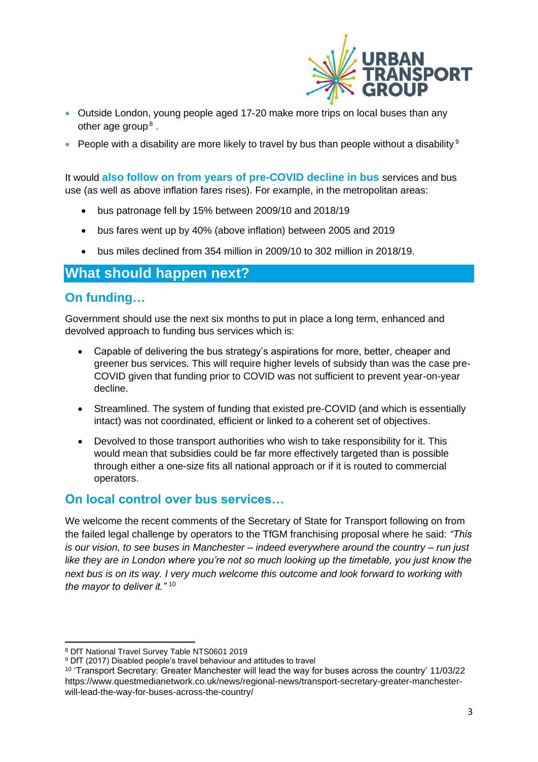- Outside London, young people aged 17-20 make more trips on local buses than any other age group[8] .
- People with a disability are more likely to travel by bus than people without a disability[9]

It would **also follow on from years of pre-COVID decline in bus** services and bus use (as well as above inflation fares rises). For example, in the metropolitan areas:

- bus patronage fell by 15% between 2009/10 and 2018/19
- bus fares went up by 40% (above inflation) between 2005 and 2019
- bus miles declined from 354 million in 2009/10 to 302 million in 2018/19.

## What should happen next?

### On funding…

Government should use the next six months to put in place a long term, enhanced and devolved approach to funding bus services which is:

- Capable of delivering the bus strategy's aspirations for more, better, cheaper and greener bus services. This will require higher levels of subsidy than was the case pre-COVID given that funding prior to COVID was not sufficient to prevent year-on-year decline.
- Streamlined. The system of funding that existed pre-COVID (and which is essentially intact) was not coordinated, efficient or linked to a coherent set of objectives.
- Devolved to those transport authorities who wish to take responsibility for it. This would mean that subsidies could be far more effectively targeted than is possible through either a one-size fits all national approach or if it is routed to commercial operators.

### On local control over bus services…

We welcome the recent comments of the Secretary of State for Transport following on from the failed legal challenge by operators to the TfGM franchising proposal where he said: *"This is our vision, to see buses in Manchester – indeed everywhere around the country – run just like they are in London where you're not so much looking up the timetable, you just know the next bus is on its way. I very much welcome this outcome and look forward to working with the mayor to deliver it."* [10]

---

[8] DfT National Travel Survey Table NTS0601 2019

[9] DfT (2017) Disabled people's travel behaviour and attitudes to travel

[10] 'Transport Secretary: Greater Manchester will lead the way for buses across the country' 11/03/22 https://www.questmedianetwork.co.uk/news/regional-news/transport-secretary-greater-manchester-will-lead-the-way-for-buses-across-the-country/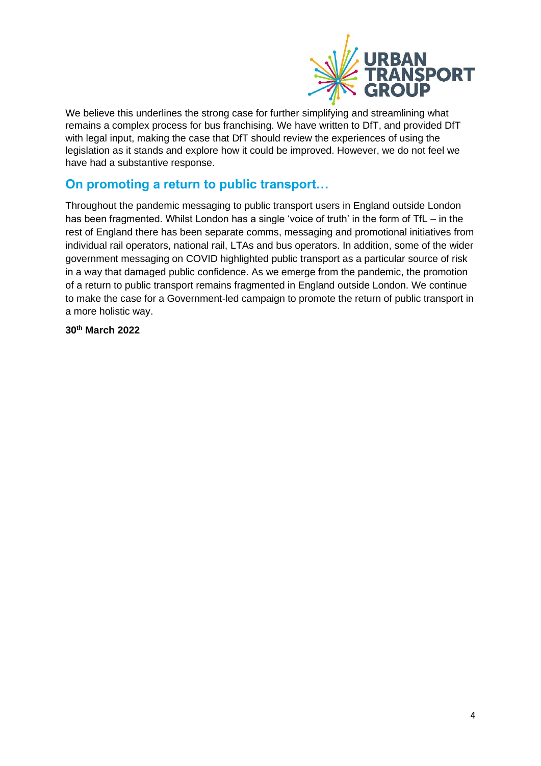We believe this underlines the strong case for further simplifying and streamlining what remains a complex process for bus franchising. We have written to DfT, and provided DfT with legal input, making the case that DfT should review the experiences of using the legislation as it stands and explore how it could be improved. However, we do not feel we have had a substantive response.

## On promoting a return to public transport…

Throughout the pandemic messaging to public transport users in England outside London has been fragmented. Whilst London has a single 'voice of truth' in the form of TfL – in the rest of England there has been separate comms, messaging and promotional initiatives from individual rail operators, national rail, LTAs and bus operators. In addition, some of the wider government messaging on COVID highlighted public transport as a particular source of risk in a way that damaged public confidence. As we emerge from the pandemic, the promotion of a return to public transport remains fragmented in England outside London. We continue to make the case for a Government-led campaign to promote the return of public transport in a more holistic way.

**30th March 2022**